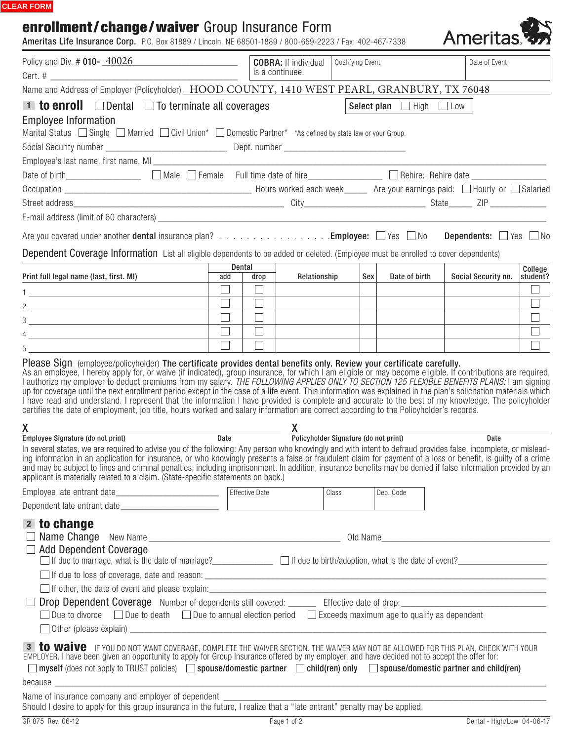CLEAR FORM

# enrollment/change/waiver Group Insurance Form

**Ameritas Life Insurance Corp.** P.O. Box 81889 / Lincoln, NE 68501-1889 / 800-659-2223 / Fax: 402-467-7338

Ameritas

Policy and Div. # **010-** 40026

Cert. # ______________________

| **COBRA:** If individual is a continuee: | Qualifying Event | Date of Event |
|---|---|---|
| | | |

Name and Address of Employer (Policyholder) HOOD COUNTY, 1410 WEST PEARL, GRANBURY, TX 76048

## 1 to enroll ☐ Dental ☐ To terminate all coverages

**Select plan** ☐ High ☐ Low

### Employee Information

Marital Status ☐ Single ☐ Married ☐ Civil Union* ☐ Domestic Partner* *As defined by state law or your Group.

Social Security number ______________________ Dept. number ______________________

Employee's last name, first name, MI ______________________

Date of birth______________ ☐ Male ☐ Female Full time date of hire______________ ☐ Rehire: Rehire date ______________

Occupation ______________________ Hours worked each week_____ Are your earnings paid: ☐ Hourly or ☐ Salaried

Street address______________________ City______________________ State_____ ZIP ___________

E-mail address (limit of 60 characters) ______________________

Are you covered under another **dental** insurance plan? . . . . . . . . . . . . . . . . . .**Employee:** ☐ Yes ☐ No **Dependents:** ☐ Yes ☐ No

### Dependent Coverage Information

List all eligible dependents to be added or deleted. (Employee must be enrolled to cover dependents)

| Print full legal name (last, first. MI) | Dental | | Relationship | Sex | Date of birth | Social Security no. | College student? |
|---|---|---|---|---|---|---|---|
| | add | drop | | | | | |
| 1 | ☐ | ☐ | | | | | ☐ |
| 2 | ☐ | ☐ | | | | | ☐ |
| 3 | ☐ | ☐ | | | | | ☐ |
| 4 | ☐ | ☐ | | | | | ☐ |
| 5 | ☐ | ☐ | | | | | ☐ |

### Please Sign

(employee/policyholder) **The certificate provides dental benefits only. Review your certificate carefully.**

As an employee, I hereby apply for, or waive (if indicated), group insurance, for which I am eligible or may become eligible. If contributions are required, I authorize my employer to deduct premiums from my salary. *THE FOLLOWING APPLIES ONLY TO SECTION 125 FLEXIBLE BENEFITS PLANS:* I am signing up for coverage until the next enrollment period except in the case of a life event. This information was explained in the plan's solicitation materials which I have read and understand. I represent that the information I have provided is complete and accurate to the best of my knowledge. The policyholder certifies the date of employment, job title, hours worked and salary information are correct according to the Policyholder's records.

X ______________________ X ______________________

**Employee Signature (do not print)** **Date** **Policyholder Signature (do not print)** **Date**

In several states, we are required to advise you of the following: Any person who knowingly and with intent to defraud provides false, incomplete, or misleading information in an application for insurance, or who knowingly presents a false or fraudulent claim for payment of a loss or benefit, is guilty of a crime and may be subject to fines and criminal penalties, including imprisonment. In addition, insurance benefits may be denied if false information provided by an applicant is materially related to a claim. (State-specific statements on back.)

Employee late entrant date______________________

Dependent late entrant date______________________

| Effective Date | Class | Dep. Code |
|---|---|---|
| | | |

## 2 to change

☐ Name Change New Name ______________________ Old Name______________________

☐ Add Dependent Coverage

☐ If due to marriage, what is the date of marriage?____________ ☐ If due to birth/adoption, what is the date of event?____________

☐ If due to loss of coverage, date and reason: ______________________

☐ If other, the date of event and please explain:______________________

☐ Drop Dependent Coverage Number of dependents still covered: _____ Effective date of drop: ______________________

☐ Due to divorce ☐ Due to death ☐ Due to annual election period ☐ Exceeds maximum age to qualify as dependent

☐ Other (please explain) ______________________

## 3 to waive

IF YOU DO NOT WANT COVERAGE, COMPLETE THE WAIVER SECTION. THE WAIVER MAY NOT BE ALLOWED FOR THIS PLAN, CHECK WITH YOUR EMPLOYER. I have been given an opportunity to apply for Group Insurance offered by my employer, and have decided not to accept the offer for:

☐ **myself** (does not apply to TRUST policies) ☐ **spouse/domestic partner** ☐ **child(ren) only** ☐ **spouse/domestic partner and child(ren)**

because ______________________

Name of insurance company and employer of dependent ______________________

Should I desire to apply for this group insurance in the future, I realize that a "late entrant" penalty may be applied.

GR 875 Rev. 06-12 Dental - High/Low 04-06-17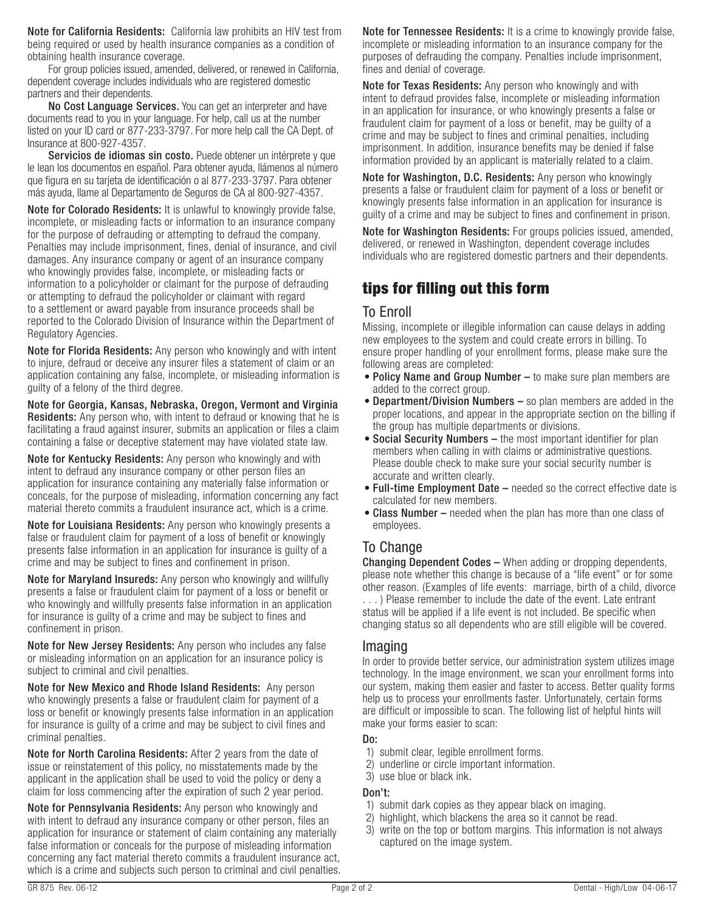**Note for California Residents:** California law prohibits an HIV test from being required or used by health insurance companies as a condition of obtaining health insurance coverage.

For group policies issued, amended, delivered, or renewed in California, dependent coverage includes individuals who are registered domestic partners and their dependents.

**No Cost Language Services.** You can get an interpreter and have documents read to you in your language. For help, call us at the number listed on your ID card or 877-233-3797. For more help call the CA Dept. of Insurance at 800-927-4357.

**Servicios de idiomas sin costo.** Puede obtener un intérprete y que le lean los documentos en español. Para obtener ayuda, llámenos al número que figura en su tarjeta de identificación o al 877-233-3797. Para obtener más ayuda, llame al Departamento de Seguros de CA al 800-927-4357.

**Note for Colorado Residents:** It is unlawful to knowingly provide false, incomplete, or misleading facts or information to an insurance company for the purpose of defrauding or attempting to defraud the company. Penalties may include imprisonment, fines, denial of insurance, and civil damages. Any insurance company or agent of an insurance company who knowingly provides false, incomplete, or misleading facts or information to a policyholder or claimant for the purpose of defrauding or attempting to defraud the policyholder or claimant with regard to a settlement or award payable from insurance proceeds shall be reported to the Colorado Division of Insurance within the Department of Regulatory Agencies.

**Note for Florida Residents:** Any person who knowingly and with intent to injure, defraud or deceive any insurer files a statement of claim or an application containing any false, incomplete, or misleading information is guilty of a felony of the third degree.

**Note for Georgia, Kansas, Nebraska, Oregon, Vermont and Virginia Residents:** Any person who, with intent to defraud or knowing that he is facilitating a fraud against insurer, submits an application or files a claim containing a false or deceptive statement may have violated state law.

**Note for Kentucky Residents:** Any person who knowingly and with intent to defraud any insurance company or other person files an application for insurance containing any materially false information or conceals, for the purpose of misleading, information concerning any fact material thereto commits a fraudulent insurance act, which is a crime.

**Note for Louisiana Residents:** Any person who knowingly presents a false or fraudulent claim for payment of a loss of benefit or knowingly presents false information in an application for insurance is guilty of a crime and may be subject to fines and confinement in prison.

**Note for Maryland Insureds:** Any person who knowingly and willfully presents a false or fraudulent claim for payment of a loss or benefit or who knowingly and willfully presents false information in an application for insurance is guilty of a crime and may be subject to fines and confinement in prison.

**Note for New Jersey Residents:** Any person who includes any false or misleading information on an application for an insurance policy is subject to criminal and civil penalties.

**Note for New Mexico and Rhode Island Residents:** Any person who knowingly presents a false or fraudulent claim for payment of a loss or benefit or knowingly presents false information in an application for insurance is guilty of a crime and may be subject to civil fines and criminal penalties.

**Note for North Carolina Residents:** After 2 years from the date of issue or reinstatement of this policy, no misstatements made by the applicant in the application shall be used to void the policy or deny a claim for loss commencing after the expiration of such 2 year period.

**Note for Pennsylvania Residents:** Any person who knowingly and with intent to defraud any insurance company or other person, files an application for insurance or statement of claim containing any materially false information or conceals for the purpose of misleading information concerning any fact material thereto commits a fraudulent insurance act, which is a crime and subjects such person to criminal and civil penalties.

**Note for Tennessee Residents:** It is a crime to knowingly provide false, incomplete or misleading information to an insurance company for the purposes of defrauding the company. Penalties include imprisonment, fines and denial of coverage.

**Note for Texas Residents:** Any person who knowingly and with intent to defraud provides false, incomplete or misleading information in an application for insurance, or who knowingly presents a false or fraudulent claim for payment of a loss or benefit, may be guilty of a crime and may be subject to fines and criminal penalties, including imprisonment. In addition, insurance benefits may be denied if false information provided by an applicant is materially related to a claim.

**Note for Washington, D.C. Residents:** Any person who knowingly presents a false or fraudulent claim for payment of a loss or benefit or knowingly presents false information in an application for insurance is guilty of a crime and may be subject to fines and confinement in prison.

**Note for Washington Residents:** For groups policies issued, amended, delivered, or renewed in Washington, dependent coverage includes individuals who are registered domestic partners and their dependents.

## tips for filling out this form

### To Enroll

Missing, incomplete or illegible information can cause delays in adding new employees to the system and could create errors in billing. To ensure proper handling of your enrollment forms, please make sure the following areas are completed:

- **Policy Name and Group Number –** to make sure plan members are added to the correct group.
- **Department/Division Numbers –** so plan members are added in the proper locations, and appear in the appropriate section on the billing if the group has multiple departments or divisions.
- **Social Security Numbers –** the most important identifier for plan members when calling in with claims or administrative questions. Please double check to make sure your social security number is accurate and written clearly.
- **Full-time Employment Date –** needed so the correct effective date is calculated for new members.
- **Class Number –** needed when the plan has more than one class of employees.

### To Change

**Changing Dependent Codes –** When adding or dropping dependents, please note whether this change is because of a "life event" or for some other reason. (Examples of life events: marriage, birth of a child, divorce . . . ) Please remember to include the date of the event. Late entrant status will be applied if a life event is not included. Be specific when changing status so all dependents who are still eligible will be covered.

### Imaging

In order to provide better service, our administration system utilizes image technology. In the image environment, we scan your enrollment forms into our system, making them easier and faster to access. Better quality forms help us to process your enrollments faster. Unfortunately, certain forms are difficult or impossible to scan. The following list of helpful hints will make your forms easier to scan:

**Do:**

1) submit clear, legible enrollment forms.
2) underline or circle important information.
3) use blue or black ink.

**Don't:**

1) submit dark copies as they appear black on imaging.
2) highlight, which blackens the area so it cannot be read.
3) write on the top or bottom margins. This information is not always captured on the image system.

GR 875 Rev. 06-12 Dental - High/Low 04-06-17